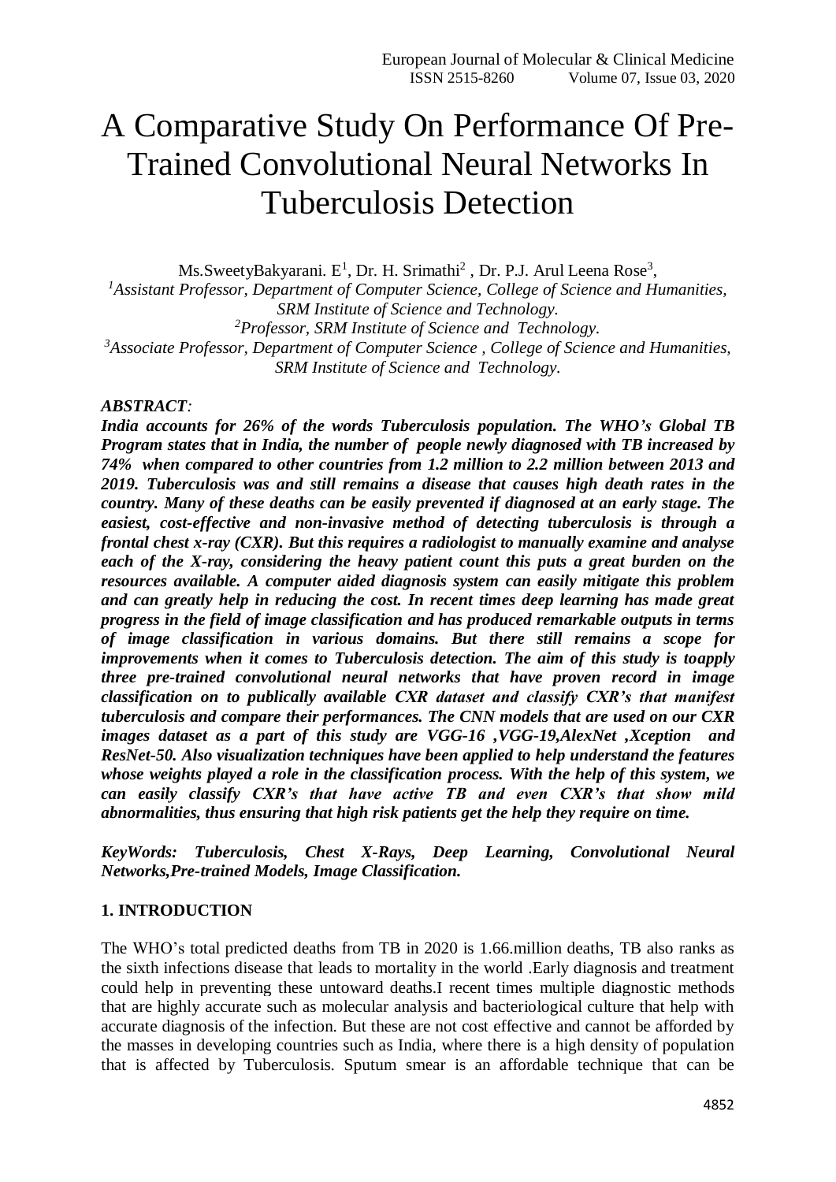# A Comparative Study On Performance Of Pre-Trained Convolutional Neural Networks In Tuberculosis Detection

Ms.SweetyBakyarani. E[1], Dr. H. Srimathi[2] , Dr. P.J. Arul Leena Rose[3],

[1]*Assistant Professor, Department of Computer Science, College of Science and Humanities, SRM Institute of Science and Technology.*

[2]*Professor, SRM Institute of Science and Technology.*

[3]*Associate Professor, Department of Computer Science , College of Science and Humanities, SRM Institute of Science and Technology.*

***ABSTRACT:***

***India accounts for 26% of the words Tuberculosis population. The WHO's Global TB Program states that in India, the number of people newly diagnosed with TB increased by 74% when compared to other countries from 1.2 million to 2.2 million between 2013 and 2019. Tuberculosis was and still remains a disease that causes high death rates in the country. Many of these deaths can be easily prevented if diagnosed at an early stage. The easiest, cost-effective and non-invasive method of detecting tuberculosis is through a frontal chest x-ray (CXR). But this requires a radiologist to manually examine and analyse each of the X-ray, considering the heavy patient count this puts a great burden on the resources available. A computer aided diagnosis system can easily mitigate this problem and can greatly help in reducing the cost. In recent times deep learning has made great progress in the field of image classification and has produced remarkable outputs in terms of image classification in various domains. But there still remains a scope for improvements when it comes to Tuberculosis detection. The aim of this study is toapply three pre-trained convolutional neural networks that have proven record in image classification on to publically available CXR dataset and classify CXR's that manifest tuberculosis and compare their performances. The CNN models that are used on our CXR images dataset as a part of this study are VGG-16 ,VGG-19,AlexNet ,Xception and ResNet-50. Also visualization techniques have been applied to help understand the features whose weights played a role in the classification process. With the help of this system, we can easily classify CXR's that have active TB and even CXR's that show mild abnormalities, thus ensuring that high risk patients get the help they require on time.***

***KeyWords: Tuberculosis, Chest X-Rays, Deep Learning, Convolutional Neural Networks,Pre-trained Models, Image Classification.***

## 1. INTRODUCTION

The WHO's total predicted deaths from TB in 2020 is 1.66.million deaths, TB also ranks as the sixth infections disease that leads to mortality in the world .Early diagnosis and treatment could help in preventing these untoward deaths.I recent times multiple diagnostic methods that are highly accurate such as molecular analysis and bacteriological culture that help with accurate diagnosis of the infection. But these are not cost effective and cannot be afforded by the masses in developing countries such as India, where there is a high density of population that is affected by Tuberculosis. Sputum smear is an affordable technique that can be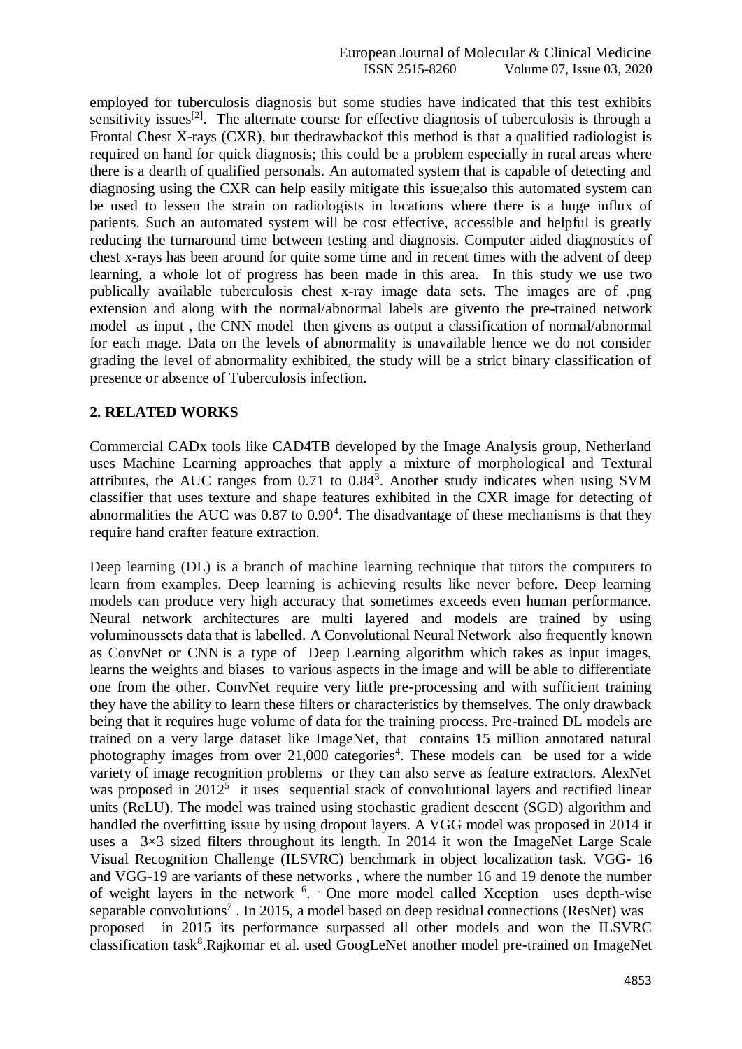employed for tuberculosis diagnosis but some studies have indicated that this test exhibits sensitivity issues[2]. The alternate course for effective diagnosis of tuberculosis is through a Frontal Chest X-rays (CXR), but thedrawbackof this method is that a qualified radiologist is required on hand for quick diagnosis; this could be a problem especially in rural areas where there is a dearth of qualified personals. An automated system that is capable of detecting and diagnosing using the CXR can help easily mitigate this issue;also this automated system can be used to lessen the strain on radiologists in locations where there is a huge influx of patients. Such an automated system will be cost effective, accessible and helpful is greatly reducing the turnaround time between testing and diagnosis. Computer aided diagnostics of chest x-rays has been around for quite some time and in recent times with the advent of deep learning, a whole lot of progress has been made in this area. In this study we use two publically available tuberculosis chest x-ray image data sets. The images are of .png extension and along with the normal/abnormal labels are givento the pre-trained network model as input , the CNN model then givens as output a classification of normal/abnormal for each mage. Data on the levels of abnormality is unavailable hence we do not consider grading the level of abnormality exhibited, the study will be a strict binary classification of presence or absence of Tuberculosis infection.

## 2. RELATED WORKS

Commercial CADx tools like CAD4TB developed by the Image Analysis group, Netherland uses Machine Learning approaches that apply a mixture of morphological and Textural attributes, the AUC ranges from 0.71 to 0.84[3]. Another study indicates when using SVM classifier that uses texture and shape features exhibited in the CXR image for detecting of abnormalities the AUC was 0.87 to 0.90[4]. The disadvantage of these mechanisms is that they require hand crafter feature extraction.

Deep learning (DL) is a branch of machine learning technique that tutors the computers to learn from examples. Deep learning is achieving results like never before. Deep learning models can produce very high accuracy that sometimes exceeds even human performance. Neural network architectures are multi layered and models are trained by using voluminoussets data that is labelled. A Convolutional Neural Network also frequently known as ConvNet or CNN is a type of Deep Learning algorithm which takes as input images, learns the weights and biases to various aspects in the image and will be able to differentiate one from the other. ConvNet require very little pre-processing and with sufficient training they have the ability to learn these filters or characteristics by themselves. The only drawback being that it requires huge volume of data for the training process. Pre-trained DL models are trained on a very large dataset like ImageNet, that contains 15 million annotated natural photography images from over 21,000 categories[4]. These models can be used for a wide variety of image recognition problems or they can also serve as feature extractors. AlexNet was proposed in 2012[5] it uses sequential stack of convolutional layers and rectified linear units (ReLU). The model was trained using stochastic gradient descent (SGD) algorithm and handled the overfitting issue by using dropout layers. A VGG model was proposed in 2014 it uses a 3×3 sized filters throughout its length. In 2014 it won the ImageNet Large Scale Visual Recognition Challenge (ILSVRC) benchmark in object localization task. VGG- 16 and VGG-19 are variants of these networks , where the number 16 and 19 denote the number of weight layers in the network [6]. One more model called Xception uses depth-wise separable convolutions[7] . In 2015, a model based on deep residual connections (ResNet) was proposed in 2015 its performance surpassed all other models and won the ILSVRC classification task[8].Rajkomar et al. used GoogLeNet another model pre-trained on ImageNet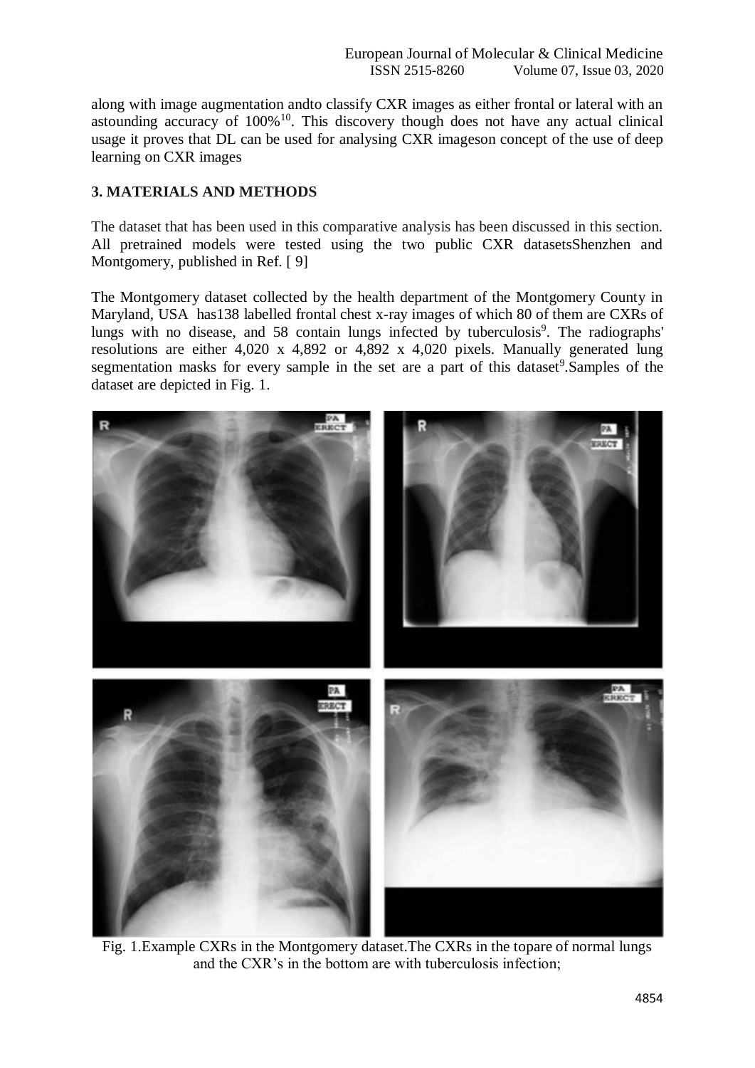along with image augmentation andto classify CXR images as either frontal or lateral with an astounding accuracy of 100%[10]. This discovery though does not have any actual clinical usage it proves that DL can be used for analysing CXR imageson concept of the use of deep learning on CXR images

## 3. MATERIALS AND METHODS

The dataset that has been used in this comparative analysis has been discussed in this section. All pretrained models were tested using the two public CXR datasetsShenzhen and Montgomery, published in Ref. [ 9]

The Montgomery dataset collected by the health department of the Montgomery County in Maryland, USA has138 labelled frontal chest x-ray images of which 80 of them are CXRs of lungs with no disease, and 58 contain lungs infected by tuberculosis[9]. The radiographs' resolutions are either 4,020 x 4,892 or 4,892 x 4,020 pixels. Manually generated lung segmentation masks for every sample in the set are a part of this dataset[9].Samples of the dataset are depicted in Fig. 1.

Fig. 1.Example CXRs in the Montgomery dataset.The CXRs in the topare of normal lungs and the CXR's in the bottom are with tuberculosis infection;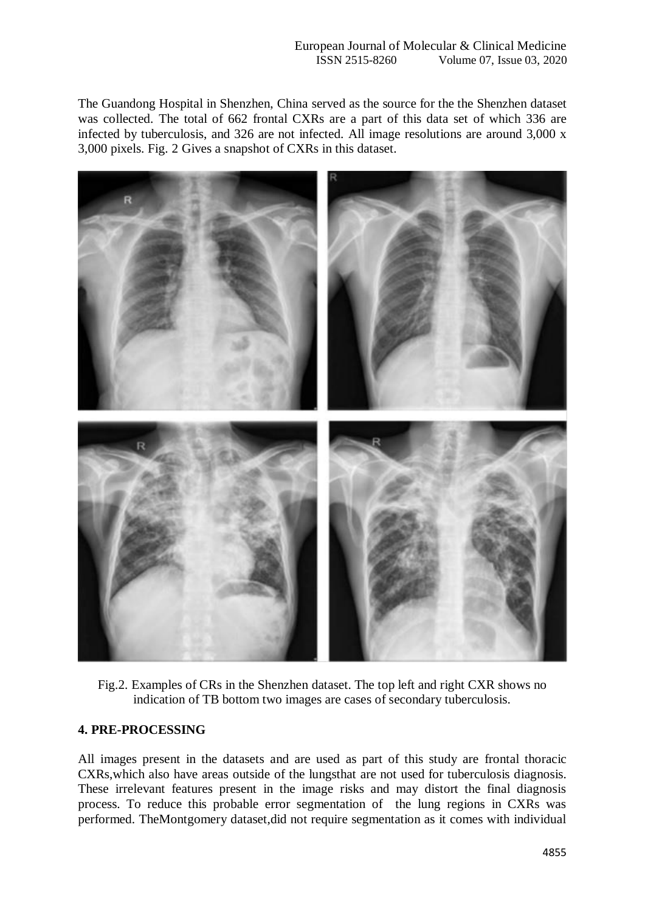The Guandong Hospital in Shenzhen, China served as the source for the the Shenzhen dataset was collected. The total of 662 frontal CXRs are a part of this data set of which 336 are infected by tuberculosis, and 326 are not infected. All image resolutions are around 3,000 x 3,000 pixels. Fig. 2 Gives a snapshot of CXRs in this dataset.

Fig.2. Examples of CRs in the Shenzhen dataset. The top left and right CXR shows no indication of TB bottom two images are cases of secondary tuberculosis.

## 4. PRE-PROCESSING

All images present in the datasets and are used as part of this study are frontal thoracic CXRs,which also have areas outside of the lungsthat are not used for tuberculosis diagnosis. These irrelevant features present in the image risks and may distort the final diagnosis process. To reduce this probable error segmentation of the lung regions in CXRs was performed. TheMontgomery dataset,did not require segmentation as it comes with individual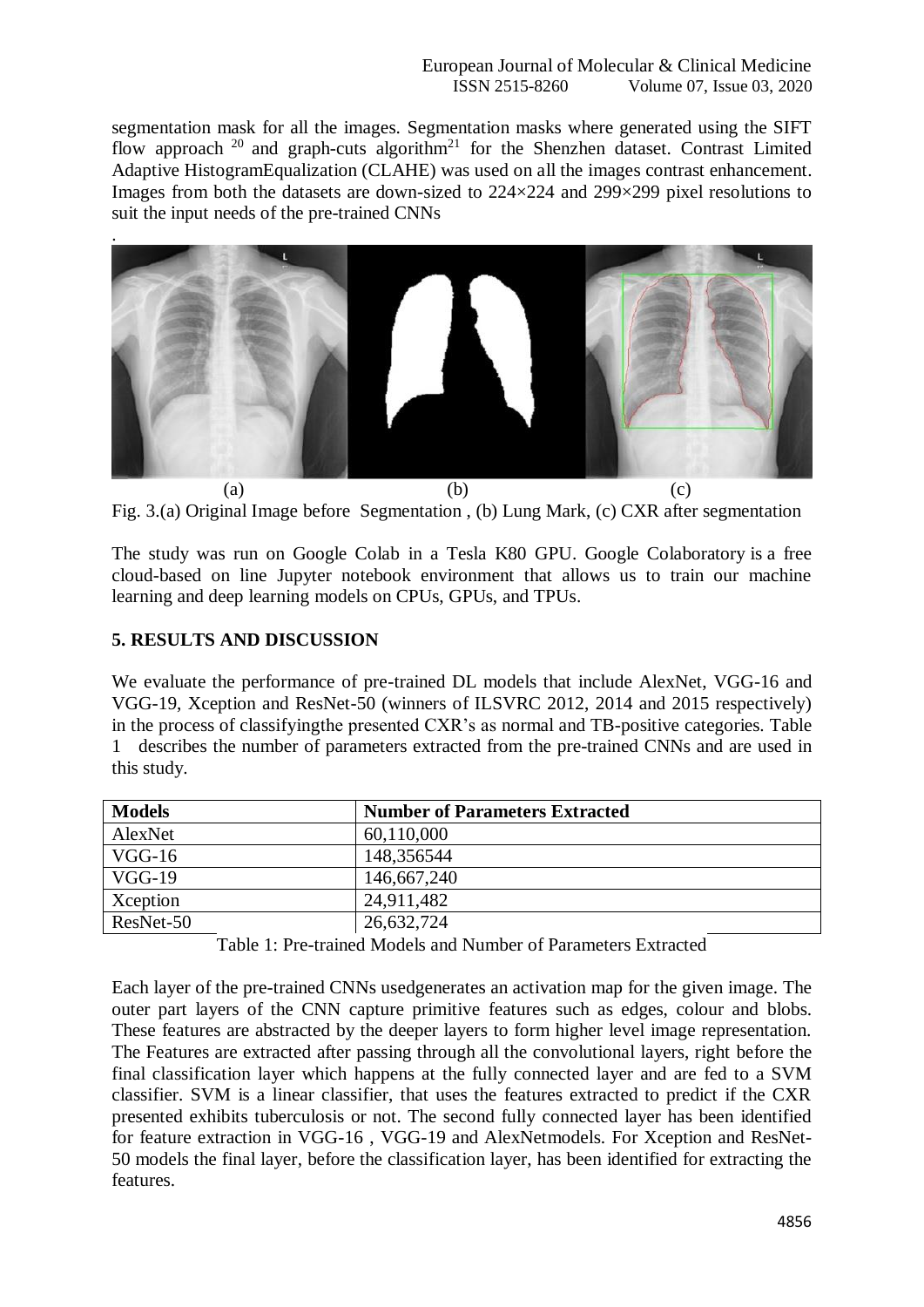segmentation mask for all the images. Segmentation masks where generated using the SIFT flow approach [20] and graph-cuts algorithm[21] for the Shenzhen dataset. Contrast Limited Adaptive HistogramEqualization (CLAHE) was used on all the images contrast enhancement. Images from both the datasets are down-sized to 224×224 and 299×299 pixel resolutions to suit the input needs of the pre-trained CNNs

.

(a) (b) (c)

Fig. 3.(a) Original Image before Segmentation , (b) Lung Mark, (c) CXR after segmentation

The study was run on Google Colab in a Tesla K80 GPU. Google Colaboratory is a free cloud-based on line Jupyter notebook environment that allows us to train our machine learning and deep learning models on CPUs, GPUs, and TPUs.

## 5. RESULTS AND DISCUSSION

We evaluate the performance of pre-trained DL models that include AlexNet, VGG-16 and VGG-19, Xception and ResNet-50 (winners of ILSVRC 2012, 2014 and 2015 respectively) in the process of classifyingthe presented CXR's as normal and TB-positive categories. Table 1 describes the number of parameters extracted from the pre-trained CNNs and are used in this study.

| Models | Number of Parameters Extracted |
|---|---|
| AlexNet | 60,110,000 |
| VGG-16 | 148,356544 |
| VGG-19 | 146,667,240 |
| Xception | 24,911,482 |
| ResNet-50 | 26,632,724 |

Table 1: Pre-trained Models and Number of Parameters Extracted

Each layer of the pre-trained CNNs usedgenerates an activation map for the given image. The outer part layers of the CNN capture primitive features such as edges, colour and blobs. These features are abstracted by the deeper layers to form higher level image representation. The Features are extracted after passing through all the convolutional layers, right before the final classification layer which happens at the fully connected layer and are fed to a SVM classifier. SVM is a linear classifier, that uses the features extracted to predict if the CXR presented exhibits tuberculosis or not. The second fully connected layer has been identified for feature extraction in VGG-16 , VGG-19 and AlexNetmodels. For Xception and ResNet-50 models the final layer, before the classification layer, has been identified for extracting the features.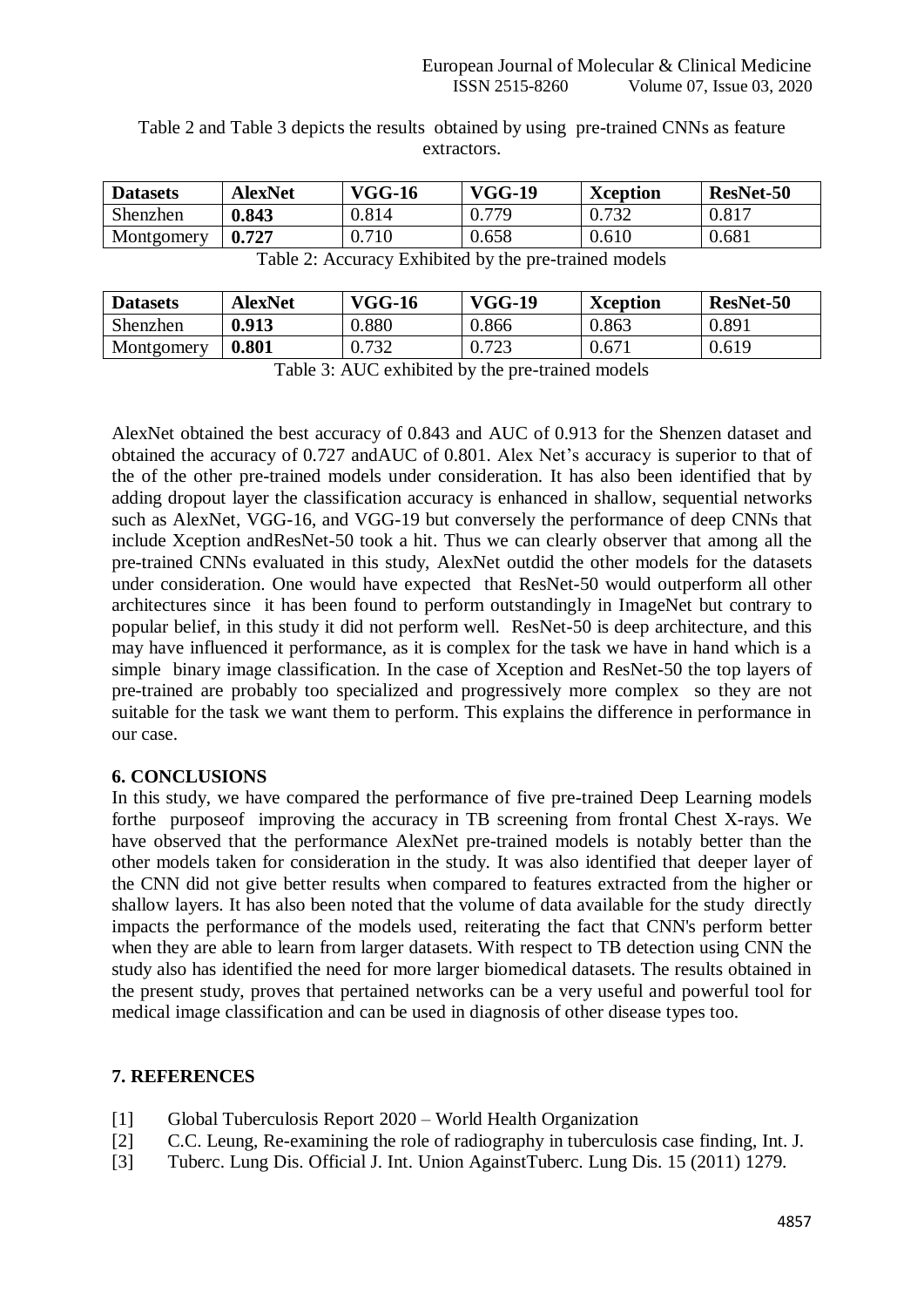Table 2 and Table 3 depicts the results obtained by using pre-trained CNNs as feature extractors.

| **Datasets** | **AlexNet** | **VGG-16** | **VGG-19** | **Xception** | **ResNet-50** |
|---|---|---|---|---|---|
| Shenzhen | **0.843** | 0.814 | 0.779 | 0.732 | 0.817 |
| Montgomery | **0.727** | 0.710 | 0.658 | 0.610 | 0.681 |

Table 2: Accuracy Exhibited by the pre-trained models

| **Datasets** | **AlexNet** | **VGG-16** | **VGG-19** | **Xception** | **ResNet-50** |
|---|---|---|---|---|---|
| Shenzhen | **0.913** | 0.880 | 0.866 | 0.863 | 0.891 |
| Montgomery | **0.801** | 0.732 | 0.723 | 0.671 | 0.619 |

Table 3: AUC exhibited by the pre-trained models

AlexNet obtained the best accuracy of 0.843 and AUC of 0.913 for the Shenzen dataset and obtained the accuracy of 0.727 andAUC of 0.801. Alex Net's accuracy is superior to that of the of the other pre-trained models under consideration. It has also been identified that by adding dropout layer the classification accuracy is enhanced in shallow, sequential networks such as AlexNet, VGG-16, and VGG-19 but conversely the performance of deep CNNs that include Xception andResNet-50 took a hit. Thus we can clearly observer that among all the pre-trained CNNs evaluated in this study, AlexNet outdid the other models for the datasets under consideration. One would have expected that ResNet-50 would outperform all other architectures since it has been found to perform outstandingly in ImageNet but contrary to popular belief, in this study it did not perform well. ResNet-50 is deep architecture, and this may have influenced it performance, as it is complex for the task we have in hand which is a simple binary image classification. In the case of Xception and ResNet-50 the top layers of pre-trained are probably too specialized and progressively more complex so they are not suitable for the task we want them to perform. This explains the difference in performance in our case.

## 6. CONCLUSIONS

In this study, we have compared the performance of five pre-trained Deep Learning models forthe purposeof improving the accuracy in TB screening from frontal Chest X-rays. We have observed that the performance AlexNet pre-trained models is notably better than the other models taken for consideration in the study. It was also identified that deeper layer of the CNN did not give better results when compared to features extracted from the higher or shallow layers. It has also been noted that the volume of data available for the study directly impacts the performance of the models used, reiterating the fact that CNN's perform better when they are able to learn from larger datasets. With respect to TB detection using CNN the study also has identified the need for more larger biomedical datasets. The results obtained in the present study, proves that pertained networks can be a very useful and powerful tool for medical image classification and can be used in diagnosis of other disease types too.

## 7. REFERENCES

[1] Global Tuberculosis Report 2020 – World Health Organization

[2] C.C. Leung, Re-examining the role of radiography in tuberculosis case finding, Int. J.

[3] Tuberc. Lung Dis. Official J. Int. Union AgainstTuberc. Lung Dis. 15 (2011) 1279.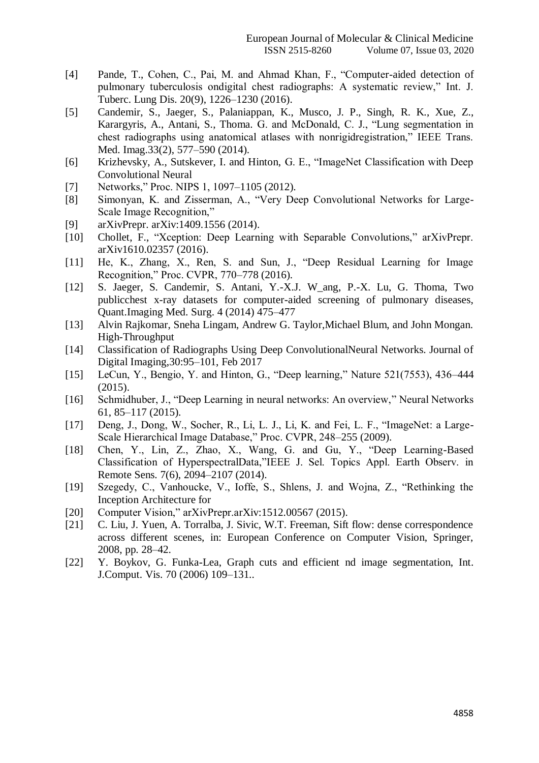[4] Pande, T., Cohen, C., Pai, M. and Ahmad Khan, F., "Computer-aided detection of pulmonary tuberculosis ondigital chest radiographs: A systematic review," Int. J. Tuberc. Lung Dis. 20(9), 1226–1230 (2016).

[5] Candemir, S., Jaeger, S., Palaniappan, K., Musco, J. P., Singh, R. K., Xue, Z., Karargyris, A., Antani, S., Thoma. G. and McDonald, C. J., "Lung segmentation in chest radiographs using anatomical atlases with nonrigidregistration," IEEE Trans. Med. Imag.33(2), 577–590 (2014).

[6] Krizhevsky, A., Sutskever, I. and Hinton, G. E., "ImageNet Classification with Deep Convolutional Neural

[7] Networks," Proc. NIPS 1, 1097–1105 (2012).

[8] Simonyan, K. and Zisserman, A., "Very Deep Convolutional Networks for Large-Scale Image Recognition,"

[9] arXivPrepr. arXiv:1409.1556 (2014).

[10] Chollet, F., "Xception: Deep Learning with Separable Convolutions," arXivPrepr. arXiv1610.02357 (2016).

[11] He, K., Zhang, X., Ren, S. and Sun, J., "Deep Residual Learning for Image Recognition," Proc. CVPR, 770–778 (2016).

[12] S. Jaeger, S. Candemir, S. Antani, Y.-X.J. W_ang, P.-X. Lu, G. Thoma, Two publicchest x-ray datasets for computer-aided screening of pulmonary diseases, Quant.Imaging Med. Surg. 4 (2014) 475–477

[13] Alvin Rajkomar, Sneha Lingam, Andrew G. Taylor,Michael Blum, and John Mongan. High-Throughput

[14] Classification of Radiographs Using Deep ConvolutionalNeural Networks. Journal of Digital Imaging,30:95–101, Feb 2017

[15] LeCun, Y., Bengio, Y. and Hinton, G., "Deep learning," Nature 521(7553), 436–444 (2015).

[16] Schmidhuber, J., "Deep Learning in neural networks: An overview," Neural Networks 61, 85–117 (2015).

[17] Deng, J., Dong, W., Socher, R., Li, L. J., Li, K. and Fei, L. F., "ImageNet: a Large-Scale Hierarchical Image Database," Proc. CVPR, 248–255 (2009).

[18] Chen, Y., Lin, Z., Zhao, X., Wang, G. and Gu, Y., "Deep Learning-Based Classification of HyperspectralData,"IEEE J. Sel. Topics Appl. Earth Observ. in Remote Sens. 7(6), 2094–2107 (2014).

[19] Szegedy, C., Vanhoucke, V., Ioffe, S., Shlens, J. and Wojna, Z., "Rethinking the Inception Architecture for

[20] Computer Vision," arXivPrepr.arXiv:1512.00567 (2015).

[21] C. Liu, J. Yuen, A. Torralba, J. Sivic, W.T. Freeman, Sift flow: dense correspondence across different scenes, in: European Conference on Computer Vision, Springer, 2008, pp. 28–42.

[22] Y. Boykov, G. Funka-Lea, Graph cuts and efficient nd image segmentation, Int. J.Comput. Vis. 70 (2006) 109–131..